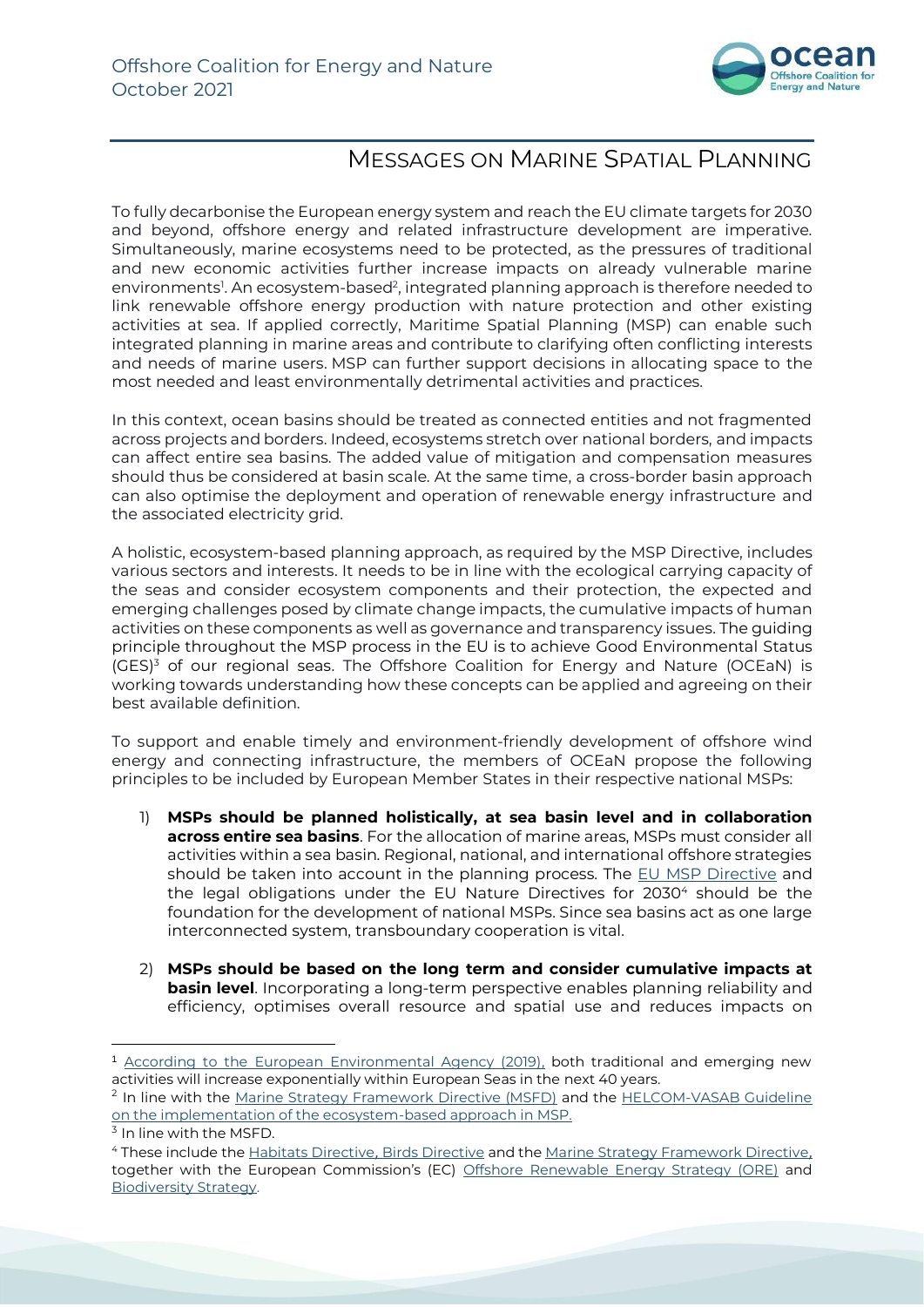Offshore Coalition for Energy and Nature
October 2021

# MESSAGES ON MARINE SPATIAL PLANNING

To fully decarbonise the European energy system and reach the EU climate targets for 2030 and beyond, offshore energy and related infrastructure development are imperative. Simultaneously, marine ecosystems need to be protected, as the pressures of traditional and new economic activities further increase impacts on already vulnerable marine environments[1]. An ecosystem-based[2], integrated planning approach is therefore needed to link renewable offshore energy production with nature protection and other existing activities at sea. If applied correctly, Maritime Spatial Planning (MSP) can enable such integrated planning in marine areas and contribute to clarifying often conflicting interests and needs of marine users. MSP can further support decisions in allocating space to the most needed and least environmentally detrimental activities and practices.

In this context, ocean basins should be treated as connected entities and not fragmented across projects and borders. Indeed, ecosystems stretch over national borders, and impacts can affect entire sea basins. The added value of mitigation and compensation measures should thus be considered at basin scale. At the same time, a cross-border basin approach can also optimise the deployment and operation of renewable energy infrastructure and the associated electricity grid.

A holistic, ecosystem-based planning approach, as required by the MSP Directive, includes various sectors and interests. It needs to be in line with the ecological carrying capacity of the seas and consider ecosystem components and their protection, the expected and emerging challenges posed by climate change impacts, the cumulative impacts of human activities on these components as well as governance and transparency issues. The guiding principle throughout the MSP process in the EU is to achieve Good Environmental Status (GES)[3] of our regional seas. The Offshore Coalition for Energy and Nature (OCEaN) is working towards understanding how these concepts can be applied and agreeing on their best available definition.

To support and enable timely and environment-friendly development of offshore wind energy and connecting infrastructure, the members of OCEaN propose the following principles to be included by European Member States in their respective national MSPs:

1) **MSPs should be planned holistically, at sea basin level and in collaboration across entire sea basins**. For the allocation of marine areas, MSPs must consider all activities within a sea basin. Regional, national, and international offshore strategies should be taken into account in the planning process. The EU MSP Directive and the legal obligations under the EU Nature Directives for 2030[4] should be the foundation for the development of national MSPs. Since sea basins act as one large interconnected system, transboundary cooperation is vital.

2) **MSPs should be based on the long term and consider cumulative impacts at basin level**. Incorporating a long-term perspective enables planning reliability and efficiency, optimises overall resource and spatial use and reduces impacts on

---

[1] According to the European Environmental Agency (2019), both traditional and emerging new activities will increase exponentially within European Seas in the next 40 years.

[2] In line with the Marine Strategy Framework Directive (MSFD) and the HELCOM-VASAB Guideline on the implementation of the ecosystem-based approach in MSP.

[3] In line with the MSFD.

[4] These include the Habitats Directive, Birds Directive and the Marine Strategy Framework Directive, together with the European Commission's (EC) Offshore Renewable Energy Strategy (ORE) and Biodiversity Strategy.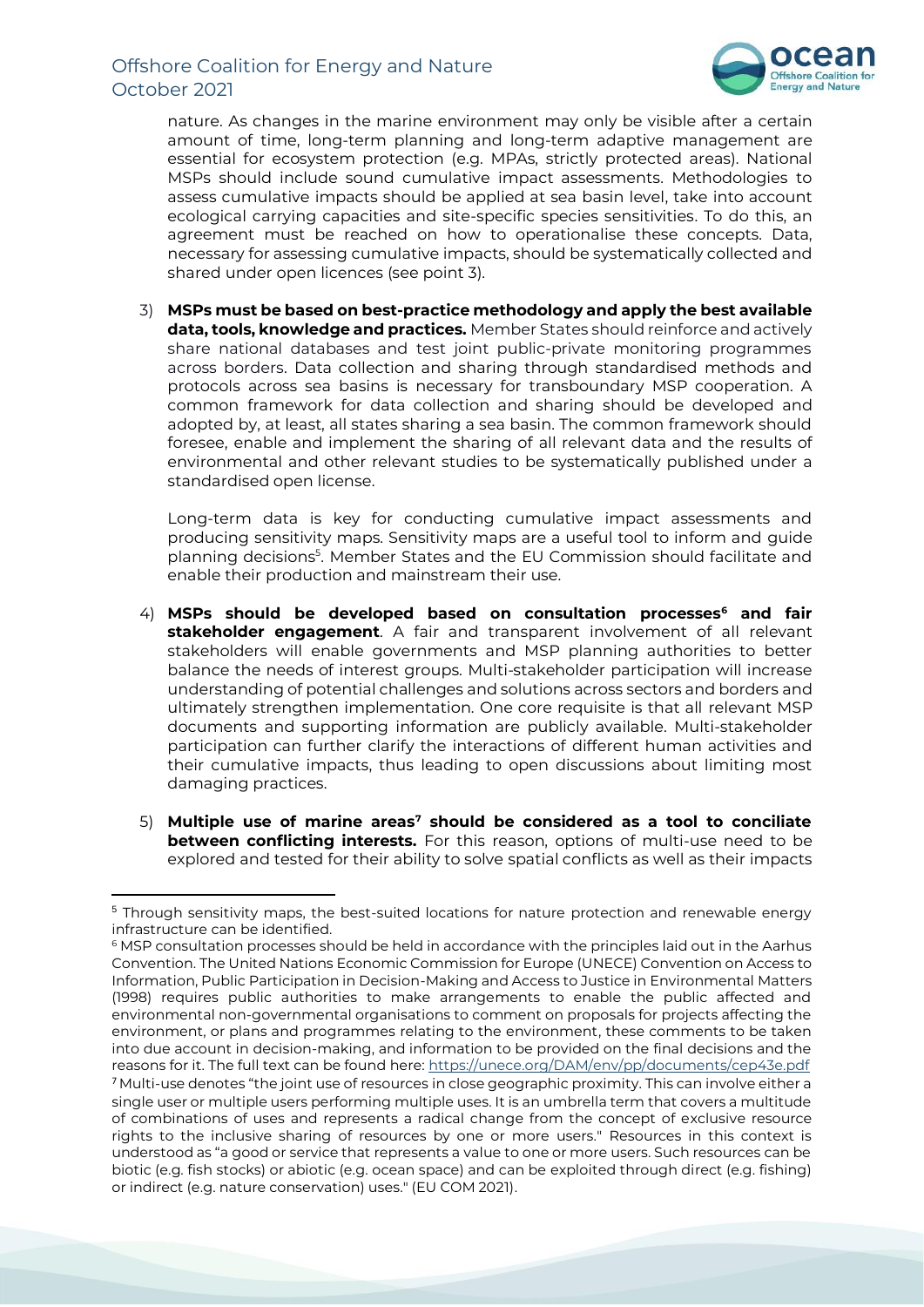nature. As changes in the marine environment may only be visible after a certain amount of time, long-term planning and long-term adaptive management are essential for ecosystem protection (e.g. MPAs, strictly protected areas). National MSPs should include sound cumulative impact assessments. Methodologies to assess cumulative impacts should be applied at sea basin level, take into account ecological carrying capacities and site-specific species sensitivities. To do this, an agreement must be reached on how to operationalise these concepts. Data, necessary for assessing cumulative impacts, should be systematically collected and shared under open licences (see point 3).

3) **MSPs must be based on best-practice methodology and apply the best available data, tools, knowledge and practices.** Member States should reinforce and actively share national databases and test joint public-private monitoring programmes across borders. Data collection and sharing through standardised methods and protocols across sea basins is necessary for transboundary MSP cooperation. A common framework for data collection and sharing should be developed and adopted by, at least, all states sharing a sea basin. The common framework should foresee, enable and implement the sharing of all relevant data and the results of environmental and other relevant studies to be systematically published under a standardised open license.

   Long-term data is key for conducting cumulative impact assessments and producing sensitivity maps. Sensitivity maps are a useful tool to inform and guide planning decisions[5]. Member States and the EU Commission should facilitate and enable their production and mainstream their use.

4) **MSPs should be developed based on consultation processes[6] and fair stakeholder engagement**. A fair and transparent involvement of all relevant stakeholders will enable governments and MSP planning authorities to better balance the needs of interest groups. Multi-stakeholder participation will increase understanding of potential challenges and solutions across sectors and borders and ultimately strengthen implementation. One core requisite is that all relevant MSP documents and supporting information are publicly available. Multi-stakeholder participation can further clarify the interactions of different human activities and their cumulative impacts, thus leading to open discussions about limiting most damaging practices.

5) **Multiple use of marine areas[7] should be considered as a tool to conciliate between conflicting interests.** For this reason, options of multi-use need to be explored and tested for their ability to solve spatial conflicts as well as their impacts

---

[5] Through sensitivity maps, the best-suited locations for nature protection and renewable energy infrastructure can be identified.

[6] MSP consultation processes should be held in accordance with the principles laid out in the Aarhus Convention. The United Nations Economic Commission for Europe (UNECE) Convention on Access to Information, Public Participation in Decision-Making and Access to Justice in Environmental Matters (1998) requires public authorities to make arrangements to enable the public affected and environmental non-governmental organisations to comment on proposals for projects affecting the environment, or plans and programmes relating to the environment, these comments to be taken into due account in decision-making, and information to be provided on the final decisions and the reasons for it. The full text can be found here: https://unece.org/DAM/env/pp/documents/cep43e.pdf

[7] Multi-use denotes "the joint use of resources in close geographic proximity. This can involve either a single user or multiple users performing multiple uses. It is an umbrella term that covers a multitude of combinations of uses and represents a radical change from the concept of exclusive resource rights to the inclusive sharing of resources by one or more users." Resources in this context is understood as "a good or service that represents a value to one or more users. Such resources can be biotic (e.g. fish stocks) or abiotic (e.g. ocean space) and can be exploited through direct (e.g. fishing) or indirect (e.g. nature conservation) uses." (EU COM 2021).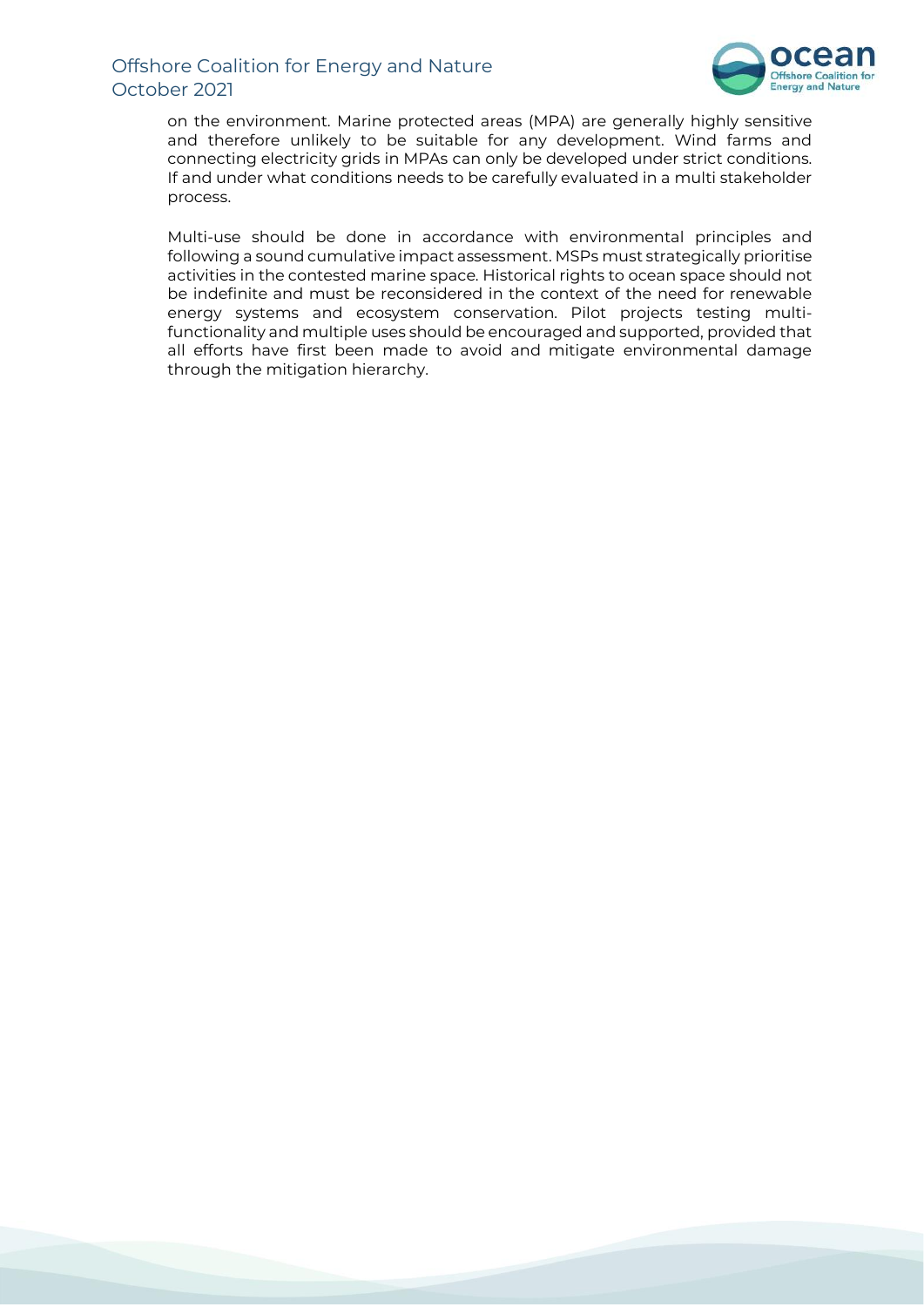on the environment. Marine protected areas (MPA) are generally highly sensitive and therefore unlikely to be suitable for any development. Wind farms and connecting electricity grids in MPAs can only be developed under strict conditions. If and under what conditions needs to be carefully evaluated in a multi stakeholder process.

Multi-use should be done in accordance with environmental principles and following a sound cumulative impact assessment. MSPs must strategically prioritise activities in the contested marine space. Historical rights to ocean space should not be indefinite and must be reconsidered in the context of the need for renewable energy systems and ecosystem conservation. Pilot projects testing multi-functionality and multiple uses should be encouraged and supported, provided that all efforts have first been made to avoid and mitigate environmental damage through the mitigation hierarchy.